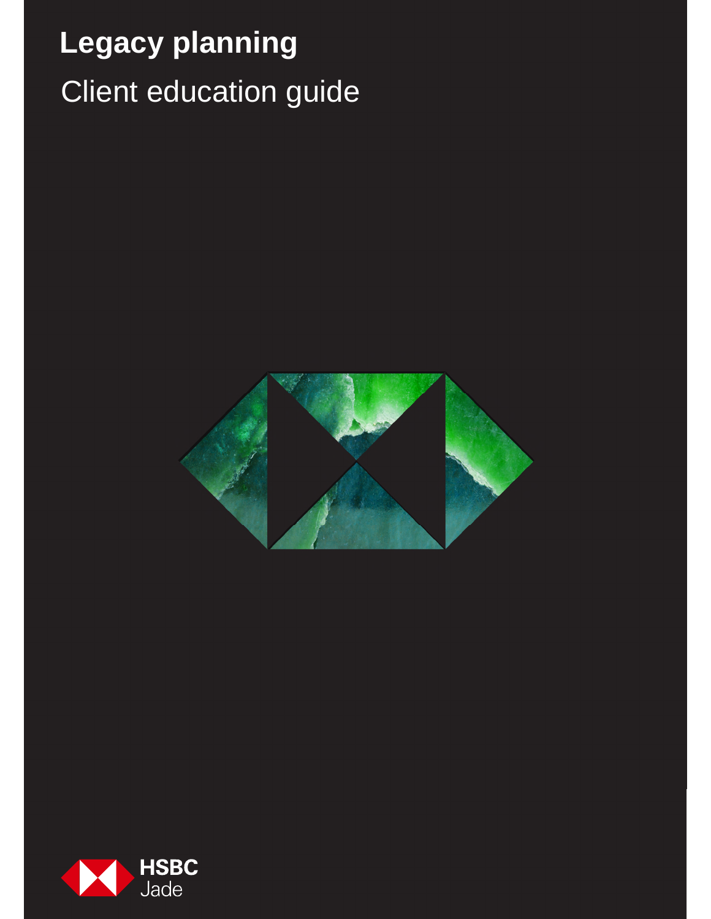# Legacy planning

Client education guide

HSBC Jade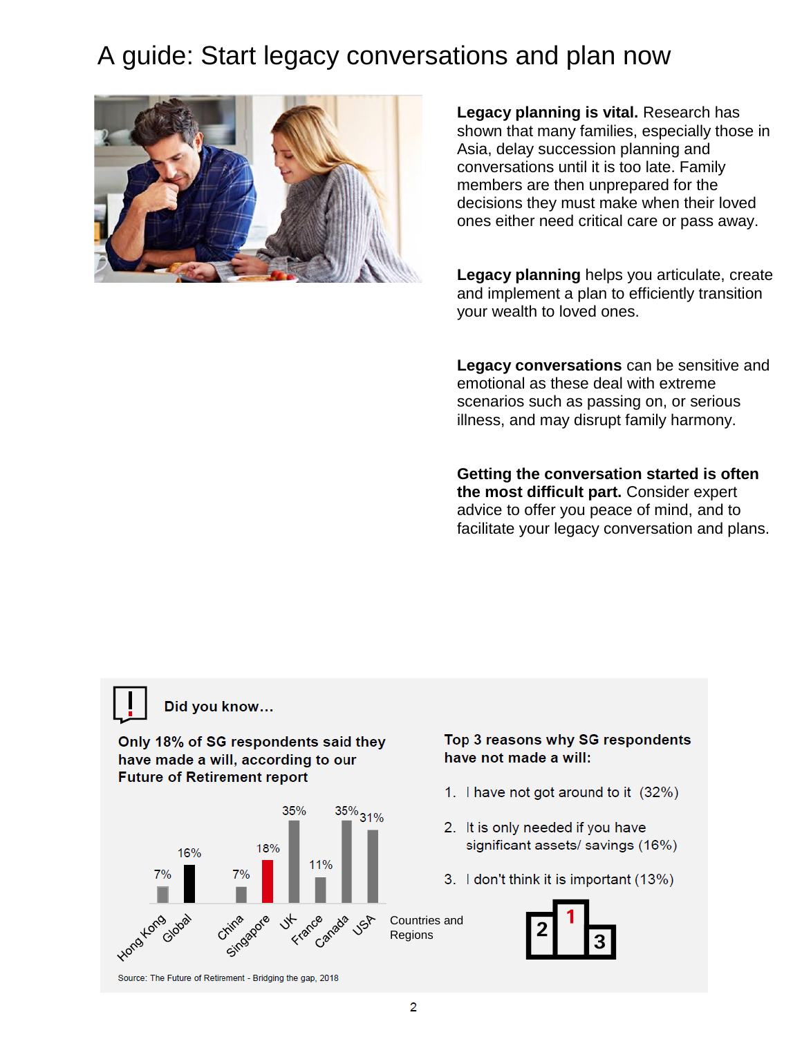# A guide: Start legacy conversations and plan now

**Legacy planning is vital.** Research has shown that many families, especially those in Asia, delay succession planning and conversations until it is too late. Family members are then unprepared for the decisions they must make when their loved ones either need critical care or pass away.

**Legacy planning** helps you articulate, create and implement a plan to efficiently transition your wealth to loved ones.

**Legacy conversations** can be sensitive and emotional as these deal with extreme scenarios such as passing on, or serious illness, and may disrupt family harmony.

**Getting the conversation started is often the most difficult part.** Consider expert advice to offer you peace of mind, and to facilitate your legacy conversation and plans.

## Did you know…

**Only 18% of SG respondents said they have made a will, according to our Future of Retirement report**

| Countries and Regions | % |
|---|---|
| Hong Kong | 7% |
| Global | 16% |
| China | 7% |
| Singapore | 18% |
| UK | 35% |
| France | 11% |
| Canada | 35% |
| USA | 31% |

Source: The Future of Retirement - Bridging the gap, 2018

**Top 3 reasons why SG respondents have not made a will:**

1. I have not got around to it (32%)
2. It is only needed if you have significant assets/ savings (16%)
3. I don't think it is important (13%)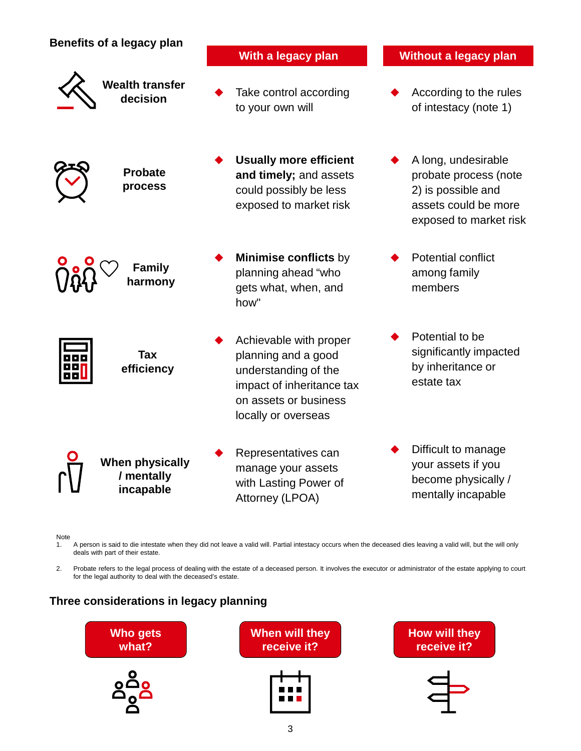## Benefits of a legacy plan

| | With a legacy plan | Without a legacy plan |
|---|---|---|
| **Wealth transfer decision** | Take control according to your own will | According to the rules of intestacy (note 1) |
| **Probate process** | **Usually more efficient and timely;** and assets could possibly be less exposed to market risk | A long, undesirable probate process (note 2) is possible and assets could be more exposed to market risk |
| **Family harmony** | **Minimise conflicts** by planning ahead "who gets what, when, and how" | Potential conflict among family members |
| **Tax efficiency** | Achievable with proper planning and a good understanding of the impact of inheritance tax on assets or business locally or overseas | Potential to be significantly impacted by inheritance or estate tax |
| **When physically / mentally incapable** | Representatives can manage your assets with Lasting Power of Attorney (LPOA) | Difficult to manage your assets if you become physically / mentally incapable |

Note

1. A person is said to die intestate when they did not leave a valid will. Partial intestacy occurs when the deceased dies leaving a valid will, but the will only deals with part of their estate.
2. Probate refers to the legal process of dealing with the estate of a deceased person. It involves the executor or administrator of the estate applying to court for the legal authority to deal with the deceased's estate.

## Three considerations in legacy planning

- **Who gets what?**
- **When will they receive it?**
- **How will they receive it?**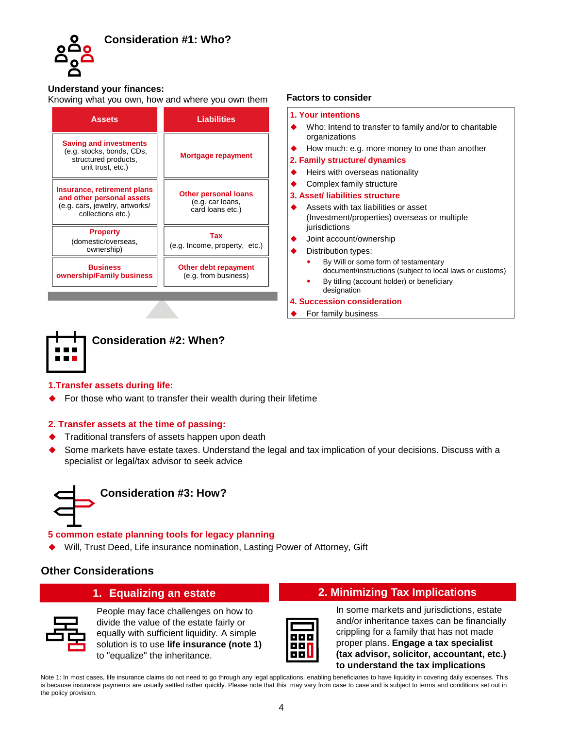## Consideration #1: Who?

**Understand your finances:**
Knowing what you own, how and where you own them

| Assets | Liabilities |
|---|---|
| **Saving and investments** (e.g. stocks, bonds, CDs, structured products, unit trust, etc.) | **Mortgage repayment** |
| **Insurance, retirement plans and other personal assets** (e.g. cars, jewelry, artworks/ collections etc.) | **Other personal loans** (e.g. car loans, card loans etc.) |
| **Property** (domestic/overseas, ownership) | **Tax** (e.g. Income, property, etc.) |
| **Business ownership/Family business** | **Other debt repayment** (e.g. from business) |

**Factors to consider**

**1. Your intentions**
- Who: Intend to transfer to family and/or to charitable organizations
- How much: e.g. more money to one than another

**2. Family structure/ dynamics**
- Heirs with overseas nationality
- Complex family structure

**3. Asset/ liabilities structure**
- Assets with tax liabilities or asset (Investment/properties) overseas or multiple jurisdictions
- Joint account/ownership
- Distribution types:
  - By Will or some form of testamentary document/instructions (subject to local laws or customs)
  - By titling (account holder) or beneficiary designation

**4. Succession consideration**
- For family business

## Consideration #2: When?

**1.Transfer assets during life:**
- For those who want to transfer their wealth during their lifetime

**2. Transfer assets at the time of passing:**
- Traditional transfers of assets happen upon death
- Some markets have estate taxes. Understand the legal and tax implication of your decisions. Discuss with a specialist or legal/tax advisor to seek advice

## Consideration #3: How?

**5 common estate planning tools for legacy planning**
- Will, Trust Deed, Life insurance nomination, Lasting Power of Attorney, Gift

## Other Considerations

### 1. Equalizing an estate

People may face challenges on how to divide the value of the estate fairly or equally with sufficient liquidity. A simple solution is to use **life insurance (note 1)** to "equalize" the inheritance.

### 2. Minimizing Tax Implications

In some markets and jurisdictions, estate and/or inheritance taxes can be financially crippling for a family that has not made proper plans. **Engage a tax specialist (tax advisor, solicitor, accountant, etc.) to understand the tax implications**

Note 1: In most cases, life insurance claims do not need to go through any legal applications, enabling beneficiaries to have liquidity in covering daily expenses. This is because insurance payments are usually settled rather quickly. Please note that this may vary from case to case and is subject to terms and conditions set out in the policy provision.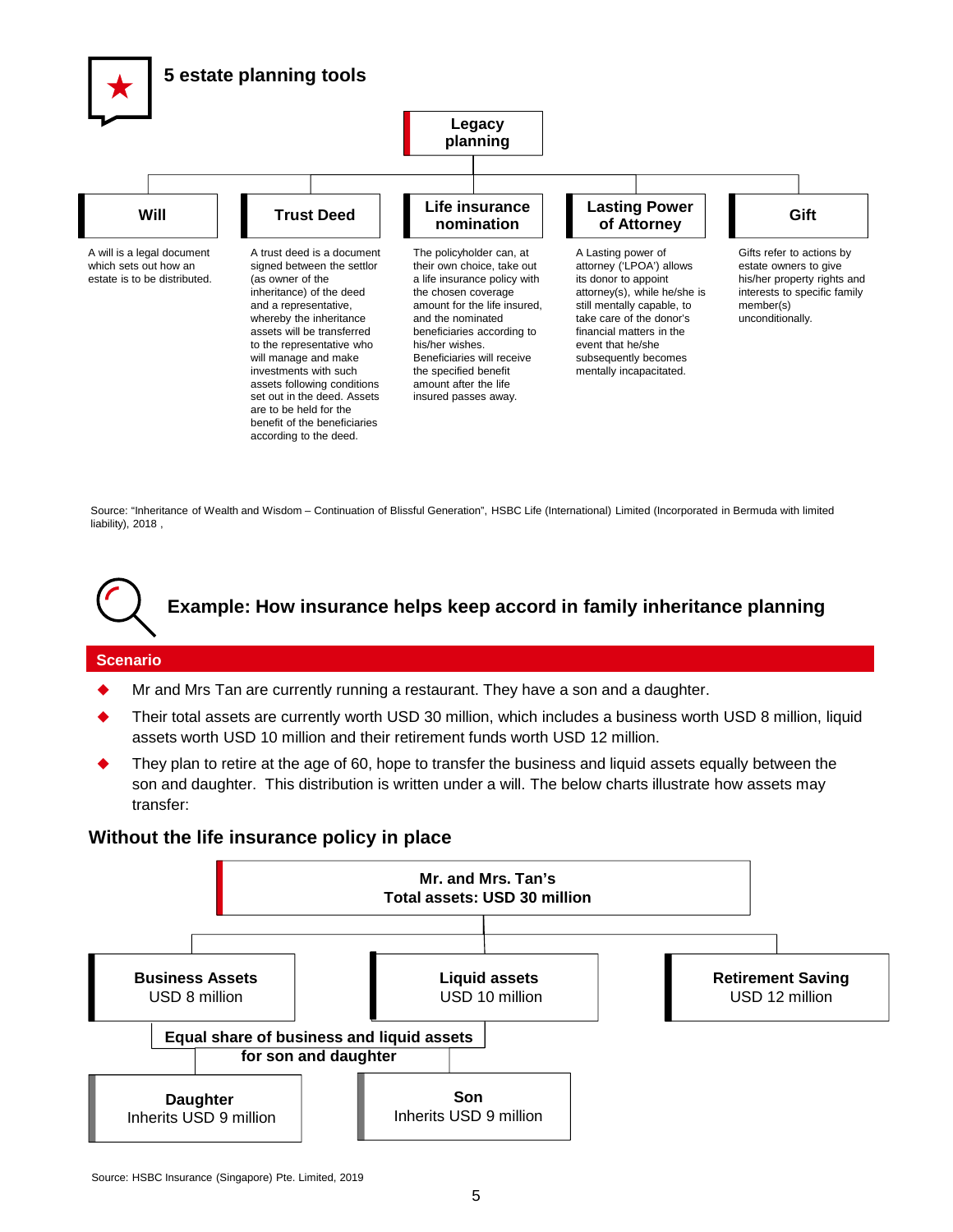## 5 estate planning tools

**Legacy planning**

| Will | Trust Deed | Life insurance nomination | Lasting Power of Attorney | Gift |
|---|---|---|---|---|
| A will is a legal document which sets out how an estate is to be distributed. | A trust deed is a document signed between the settlor (as owner of the inheritance) of the deed and a representative, whereby the inheritance assets will be transferred to the representative who will manage and make investments with such assets following conditions set out in the deed. Assets are to be held for the benefit of the beneficiaries according to the deed. | The policyholder can, at their own choice, take out a life insurance policy with the chosen coverage amount for the life insured, and the nominated beneficiaries according to his/her wishes. Beneficiaries will receive the specified benefit amount after the life insured passes away. | A Lasting power of attorney ('LPOA') allows its donor to appoint attorney(s), while he/she is still mentally capable, to take care of the donor's financial matters in the event that he/she subsequently becomes mentally incapacitated. | Gifts refer to actions by estate owners to give his/her property rights and interests to specific family member(s) unconditionally. |

Source: "Inheritance of Wealth and Wisdom – Continuation of Blissful Generation", HSBC Life (International) Limited (Incorporated in Bermuda with limited liability), 2018 ,

## Example: How insurance helps keep accord in family inheritance planning

**Scenario**

- Mr and Mrs Tan are currently running a restaurant. They have a son and a daughter.
- Their total assets are currently worth USD 30 million, which includes a business worth USD 8 million, liquid assets worth USD 10 million and their retirement funds worth USD 12 million.
- They plan to retire at the age of 60, hope to transfer the business and liquid assets equally between the son and daughter. This distribution is written under a will. The below charts illustrate how assets may transfer:

### Without the life insurance policy in place

**Mr. and Mrs. Tan's**
**Total assets: USD 30 million**

- **Business Assets** USD 8 million
- **Liquid assets** USD 10 million
- **Retirement Saving** USD 12 million

**Equal share of business and liquid assets for son and daughter**

- **Daughter** Inherits USD 9 million
- **Son** Inherits USD 9 million

Source: HSBC Insurance (Singapore) Pte. Limited, 2019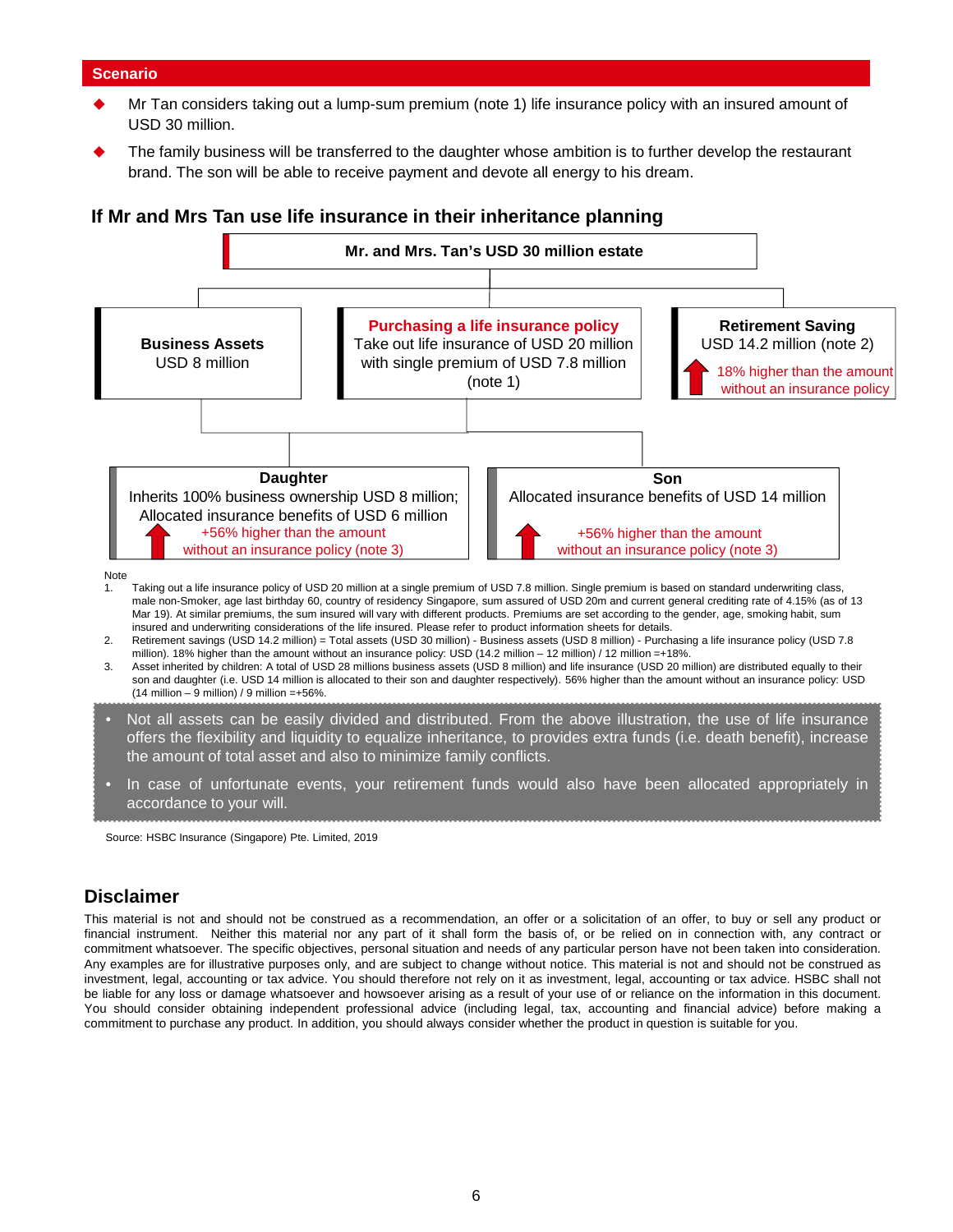## Scenario

- Mr Tan considers taking out a lump-sum premium (note 1) life insurance policy with an insured amount of USD 30 million.
- The family business will be transferred to the daughter whose ambition is to further develop the restaurant brand. The son will be able to receive payment and devote all energy to his dream.

### If Mr and Mrs Tan use life insurance in their inheritance planning

**Mr. and Mrs. Tan's USD 30 million estate**

**Business Assets**
USD 8 million

**Purchasing a life insurance policy**
Take out life insurance of USD 20 million with single premium of USD 7.8 million (note 1)

**Retirement Saving**
USD 14.2 million (note 2)
18% higher than the amount without an insurance policy

**Daughter**
Inherits 100% business ownership USD 8 million;
Allocated insurance benefits of USD 6 million
+56% higher than the amount without an insurance policy (note 3)

**Son**
Allocated insurance benefits of USD 14 million
+56% higher than the amount without an insurance policy (note 3)

Note

1. Taking out a life insurance policy of USD 20 million at a single premium of USD 7.8 million. Single premium is based on standard underwriting class, male non-Smoker, age last birthday 60, country of residency Singapore, sum assured of USD 20m and current general crediting rate of 4.15% (as of 13 Mar 19). At similar premiums, the sum insured will vary with different products. Premiums are set according to the gender, age, smoking habit, sum insured and underwriting considerations of the life insured. Please refer to product information sheets for details.
2. Retirement savings (USD 14.2 million) = Total assets (USD 30 million) - Business assets (USD 8 million) - Purchasing a life insurance policy (USD 7.8 million). 18% higher than the amount without an insurance policy: USD (14.2 million – 12 million) / 12 million =+18%.
3. Asset inherited by children: A total of USD 28 millions business assets (USD 8 million) and life insurance (USD 20 million) are distributed equally to their son and daughter (i.e. USD 14 million is allocated to their son and daughter respectively). 56% higher than the amount without an insurance policy: USD (14 million – 9 million) / 9 million =+56%.

- Not all assets can be easily divided and distributed. From the above illustration, the use of life insurance offers the flexibility and liquidity to equalize inheritance, to provides extra funds (i.e. death benefit), increase the amount of total asset and also to minimize family conflicts.
- In case of unfortunate events, your retirement funds would also have been allocated appropriately in accordance to your will.

Source: HSBC Insurance (Singapore) Pte. Limited, 2019

## Disclaimer

This material is not and should not be construed as a recommendation, an offer or a solicitation of an offer, to buy or sell any product or financial instrument. Neither this material nor any part of it shall form the basis of, or be relied on in connection with, any contract or commitment whatsoever. The specific objectives, personal situation and needs of any particular person have not been taken into consideration. Any examples are for illustrative purposes only, and are subject to change without notice. This material is not and should not be construed as investment, legal, accounting or tax advice. You should therefore not rely on it as investment, legal, accounting or tax advice. HSBC shall not be liable for any loss or damage whatsoever and howsoever arising as a result of your use of or reliance on the information in this document. You should consider obtaining independent professional advice (including legal, tax, accounting and financial advice) before making a commitment to purchase any product. In addition, you should always consider whether the product in question is suitable for you.